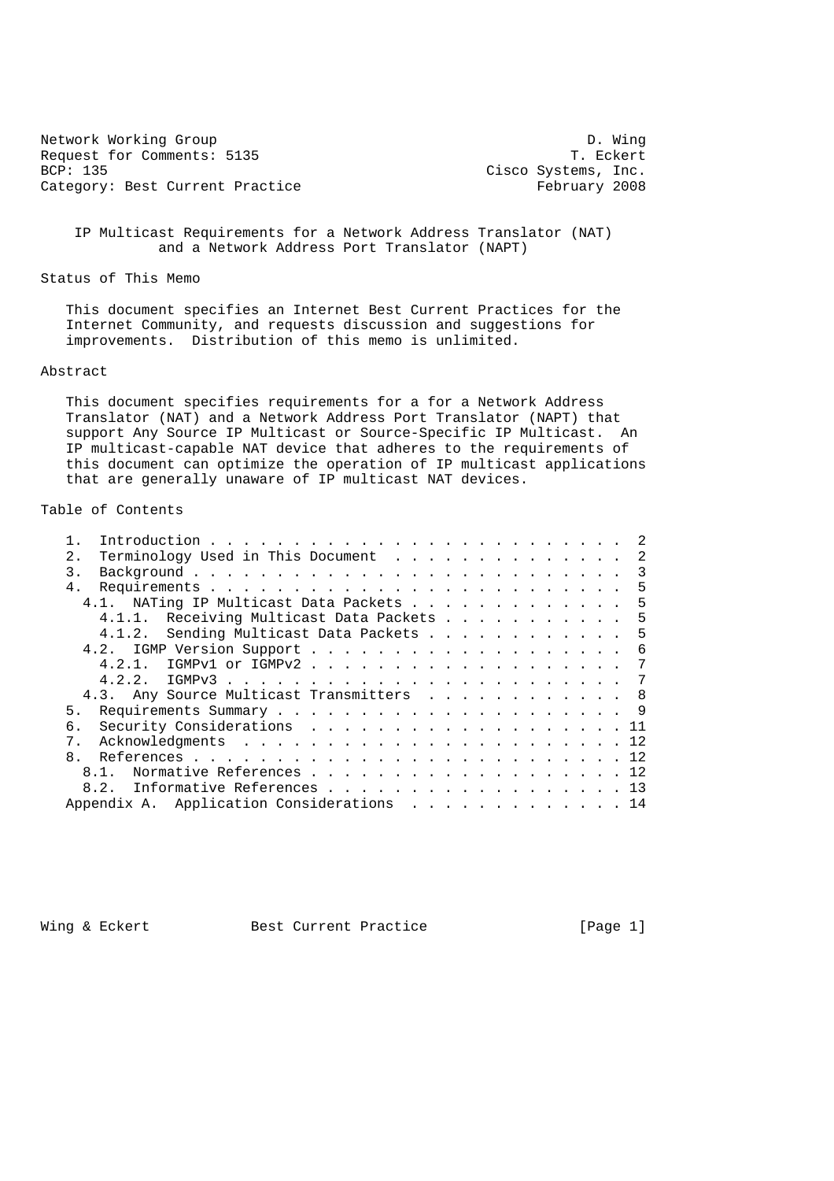Network Working Group D. Wing
Request for Comments: 5135 T. Eckert
BCP: 135 Cisco Systems, Inc.
Category: Best Current Practice February 2008

# IP Multicast Requirements for a Network Address Translator (NAT) and a Network Address Port Translator (NAPT)

## Status of This Memo

This document specifies an Internet Best Current Practices for the Internet Community, and requests discussion and suggestions for improvements. Distribution of this memo is unlimited.

## Abstract

This document specifies requirements for a for a Network Address Translator (NAT) and a Network Address Port Translator (NAPT) that support Any Source IP Multicast or Source-Specific IP Multicast. An IP multicast-capable NAT device that adheres to the requirements of this document can optimize the operation of IP multicast applications that are generally unaware of IP multicast NAT devices.

## Table of Contents

```
   1.  Introduction . . . . . . . . . . . . . . . . . . . . . . . . .  2
   2.  Terminology Used in This Document  . . . . . . . . . . . . . .  2
   3.  Background . . . . . . . . . . . . . . . . . . . . . . . . . .  3
   4.  Requirements . . . . . . . . . . . . . . . . . . . . . . . . .  5
     4.1.  NATing IP Multicast Data Packets . . . . . . . . . . . . .  5
       4.1.1.  Receiving Multicast Data Packets . . . . . . . . . . .  5
       4.1.2.  Sending Multicast Data Packets . . . . . . . . . . . .  5
     4.2.  IGMP Version Support . . . . . . . . . . . . . . . . . . .  6
       4.2.1.  IGMPv1 or IGMPv2 . . . . . . . . . . . . . . . . . . .  7
       4.2.2.  IGMPv3 . . . . . . . . . . . . . . . . . . . . . . . .  7
     4.3.  Any Source Multicast Transmitters  . . . . . . . . . . . .  8
   5.  Requirements Summary . . . . . . . . . . . . . . . . . . . . .  9
   6.  Security Considerations  . . . . . . . . . . . . . . . . . . . 11
   7.  Acknowledgments  . . . . . . . . . . . . . . . . . . . . . . . 12
   8.  References . . . . . . . . . . . . . . . . . . . . . . . . . . 12
     8.1.  Normative References . . . . . . . . . . . . . . . . . . . 12
     8.2.  Informative References . . . . . . . . . . . . . . . . . . 13
   Appendix A.  Application Considerations  . . . . . . . . . . . . . 14
```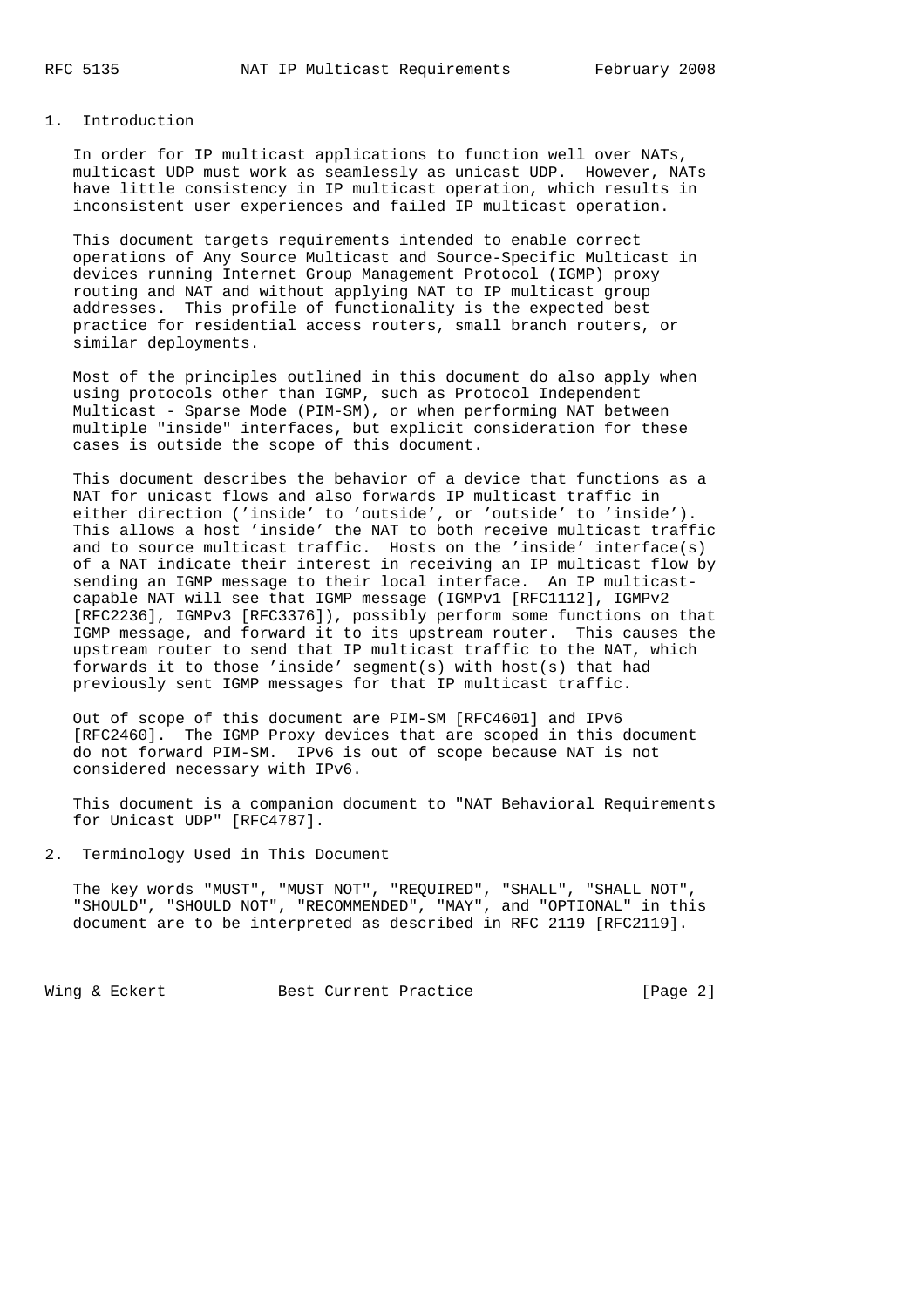## 1. Introduction

In order for IP multicast applications to function well over NATs, multicast UDP must work as seamlessly as unicast UDP. However, NATs have little consistency in IP multicast operation, which results in inconsistent user experiences and failed IP multicast operation.

This document targets requirements intended to enable correct operations of Any Source Multicast and Source-Specific Multicast in devices running Internet Group Management Protocol (IGMP) proxy routing and NAT and without applying NAT to IP multicast group addresses. This profile of functionality is the expected best practice for residential access routers, small branch routers, or similar deployments.

Most of the principles outlined in this document do also apply when using protocols other than IGMP, such as Protocol Independent Multicast - Sparse Mode (PIM-SM), or when performing NAT between multiple "inside" interfaces, but explicit consideration for these cases is outside the scope of this document.

This document describes the behavior of a device that functions as a NAT for unicast flows and also forwards IP multicast traffic in either direction ('inside' to 'outside', or 'outside' to 'inside'). This allows a host 'inside' the NAT to both receive multicast traffic and to source multicast traffic. Hosts on the 'inside' interface(s) of a NAT indicate their interest in receiving an IP multicast flow by sending an IGMP message to their local interface. An IP multicast-capable NAT will see that IGMP message (IGMPv1 [RFC1112], IGMPv2 [RFC2236], IGMPv3 [RFC3376]), possibly perform some functions on that IGMP message, and forward it to its upstream router. This causes the upstream router to send that IP multicast traffic to the NAT, which forwards it to those 'inside' segment(s) with host(s) that had previously sent IGMP messages for that IP multicast traffic.

Out of scope of this document are PIM-SM [RFC4601] and IPv6 [RFC2460]. The IGMP Proxy devices that are scoped in this document do not forward PIM-SM. IPv6 is out of scope because NAT is not considered necessary with IPv6.

This document is a companion document to "NAT Behavioral Requirements for Unicast UDP" [RFC4787].

## 2. Terminology Used in This Document

The key words "MUST", "MUST NOT", "REQUIRED", "SHALL", "SHALL NOT", "SHOULD", "SHOULD NOT", "RECOMMENDED", "MAY", and "OPTIONAL" in this document are to be interpreted as described in RFC 2119 [RFC2119].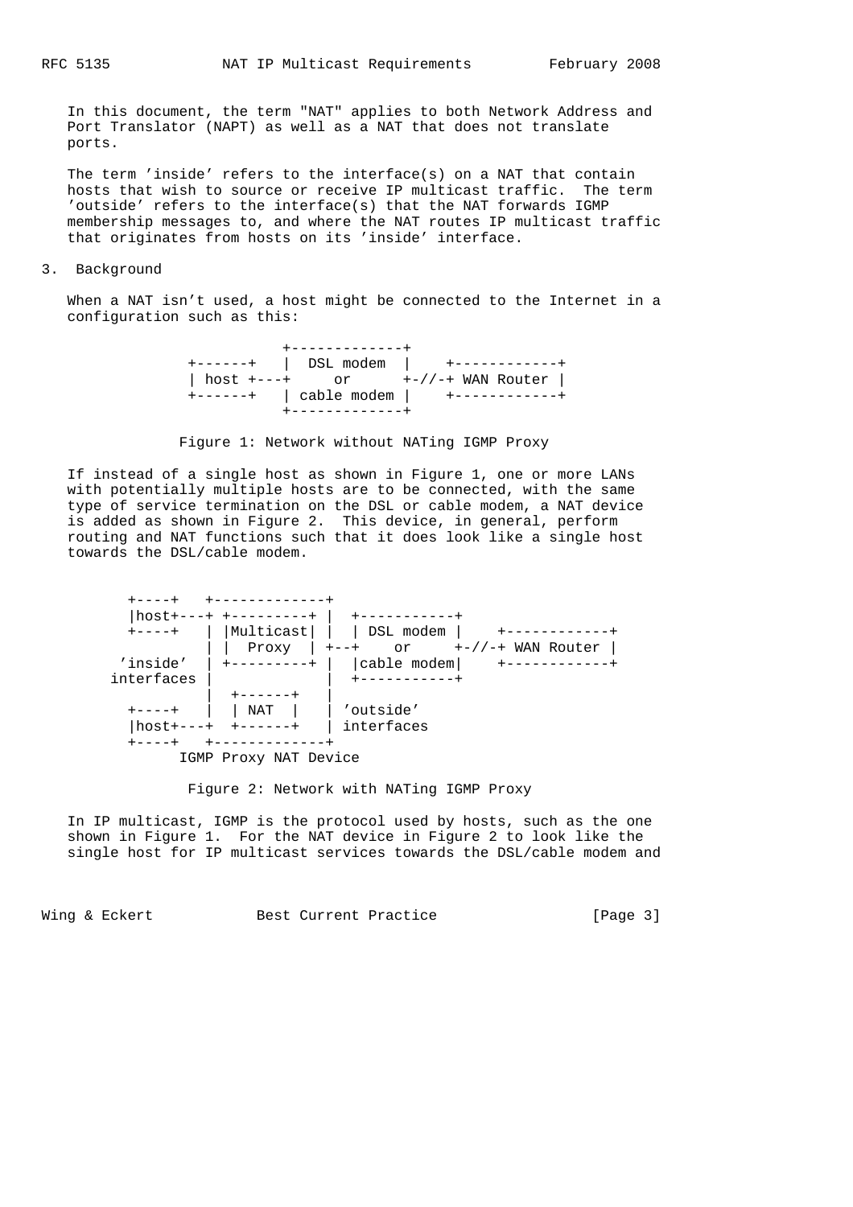In this document, the term "NAT" applies to both Network Address and Port Translator (NAPT) as well as a NAT that does not translate ports.

The term 'inside' refers to the interface(s) on a NAT that contain hosts that wish to source or receive IP multicast traffic. The term 'outside' refers to the interface(s) that the NAT forwards IGMP membership messages to, and where the NAT routes IP multicast traffic that originates from hosts on its 'inside' interface.

## 3. Background

When a NAT isn't used, a host might be connected to the Internet in a configuration such as this:

```
                +-------------+
   +------+   |  DSL modem  |    +------------+
   | host +---+     or      +-//-+ WAN Router |
   +------+   | cable modem |    +------------+
                +-------------+
```

Figure 1: Network without NATing IGMP Proxy

If instead of a single host as shown in Figure 1, one or more LANs with potentially multiple hosts are to be connected, with the same type of service termination on the DSL or cable modem, a NAT device is added as shown in Figure 2. This device, in general, perform routing and NAT functions such that it does look like a single host towards the DSL/cable modem.

```
   +----+   +-------------+
   |host+---+ +---------+ |  +-----------+
   +----+   | |Multicast| |  | DSL modem |    +------------+
            | |  Proxy  | +--+    or     +-//-+ WAN Router |
  'inside'  | +---------+ |  |cable modem|    +------------+
 interfaces |             |  +-----------+
            |  +------+   |
   +----+   |  | NAT  |   | 'outside'
   |host+---+  +------+   | interfaces
   +----+   +-------------+
         IGMP Proxy NAT Device
```

Figure 2: Network with NATing IGMP Proxy

In IP multicast, IGMP is the protocol used by hosts, such as the one shown in Figure 1. For the NAT device in Figure 2 to look like the single host for IP multicast services towards the DSL/cable modem and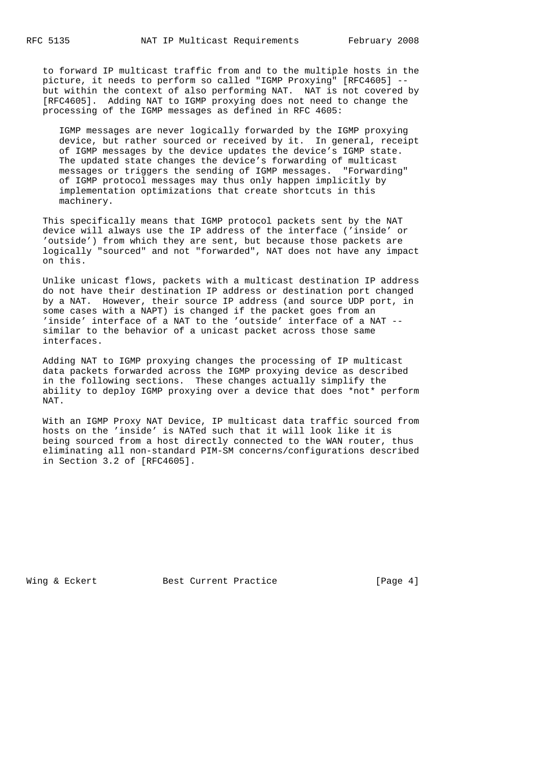to forward IP multicast traffic from and to the multiple hosts in the picture, it needs to perform so called "IGMP Proxying" [RFC4605] -- but within the context of also performing NAT. NAT is not covered by [RFC4605]. Adding NAT to IGMP proxying does not need to change the processing of the IGMP messages as defined in RFC 4605:

> IGMP messages are never logically forwarded by the IGMP proxying device, but rather sourced or received by it. In general, receipt of IGMP messages by the device updates the device's IGMP state. The updated state changes the device's forwarding of multicast messages or triggers the sending of IGMP messages. "Forwarding" of IGMP protocol messages may thus only happen implicitly by implementation optimizations that create shortcuts in this machinery.

This specifically means that IGMP protocol packets sent by the NAT device will always use the IP address of the interface ('inside' or 'outside') from which they are sent, but because those packets are logically "sourced" and not "forwarded", NAT does not have any impact on this.

Unlike unicast flows, packets with a multicast destination IP address do not have their destination IP address or destination port changed by a NAT. However, their source IP address (and source UDP port, in some cases with a NAPT) is changed if the packet goes from an 'inside' interface of a NAT to the 'outside' interface of a NAT -- similar to the behavior of a unicast packet across those same interfaces.

Adding NAT to IGMP proxying changes the processing of IP multicast data packets forwarded across the IGMP proxying device as described in the following sections. These changes actually simplify the ability to deploy IGMP proxying over a device that does *not* perform NAT.

With an IGMP Proxy NAT Device, IP multicast data traffic sourced from hosts on the 'inside' is NATed such that it will look like it is being sourced from a host directly connected to the WAN router, thus eliminating all non-standard PIM-SM concerns/configurations described in Section 3.2 of [RFC4605].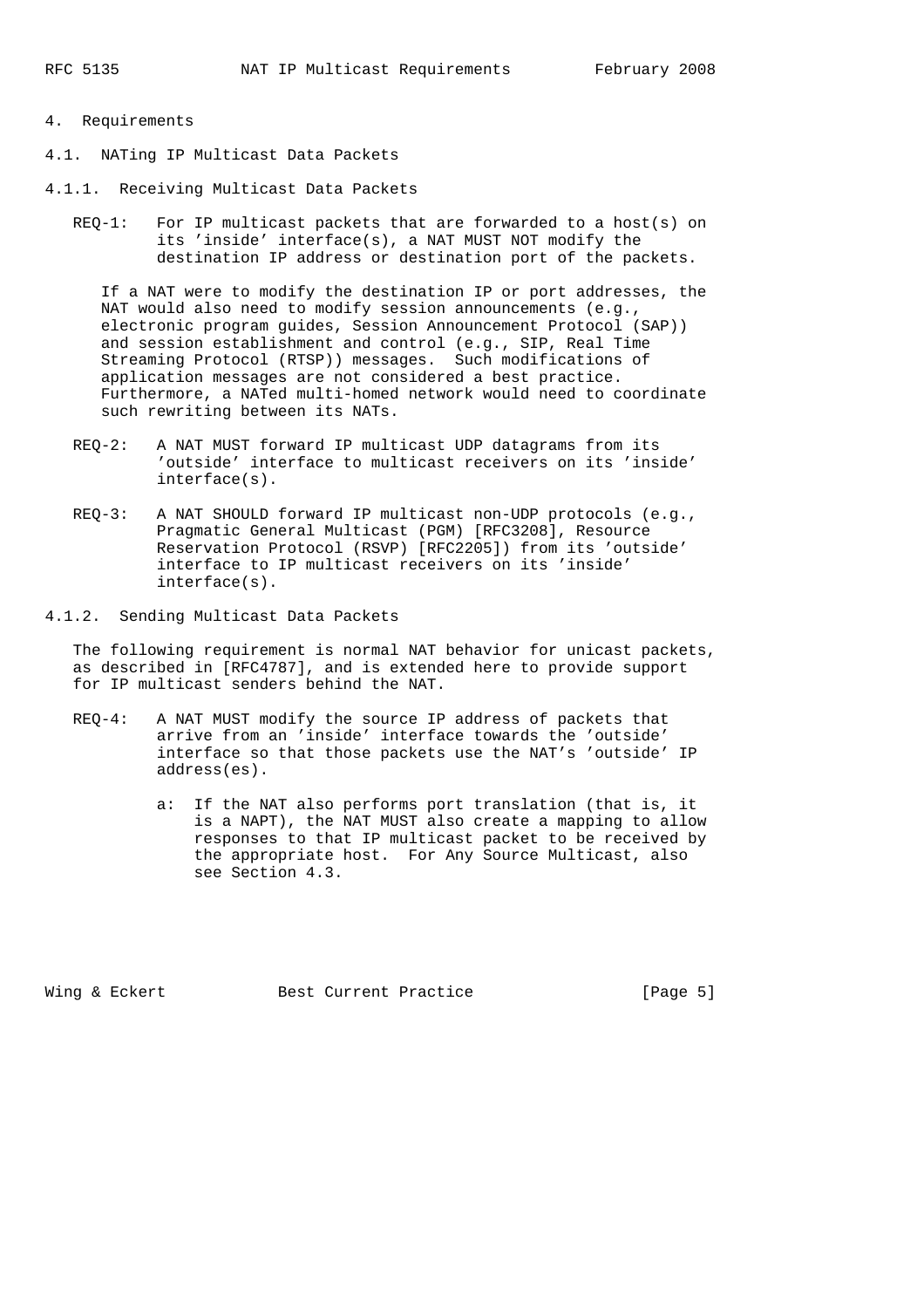# 4. Requirements

## 4.1. NATing IP Multicast Data Packets

### 4.1.1. Receiving Multicast Data Packets

REQ-1: For IP multicast packets that are forwarded to a host(s) on its 'inside' interface(s), a NAT MUST NOT modify the destination IP address or destination port of the packets.

If a NAT were to modify the destination IP or port addresses, the NAT would also need to modify session announcements (e.g., electronic program guides, Session Announcement Protocol (SAP)) and session establishment and control (e.g., SIP, Real Time Streaming Protocol (RTSP)) messages. Such modifications of application messages are not considered a best practice. Furthermore, a NATed multi-homed network would need to coordinate such rewriting between its NATs.

REQ-2: A NAT MUST forward IP multicast UDP datagrams from its 'outside' interface to multicast receivers on its 'inside' interface(s).

REQ-3: A NAT SHOULD forward IP multicast non-UDP protocols (e.g., Pragmatic General Multicast (PGM) [RFC3208], Resource Reservation Protocol (RSVP) [RFC2205]) from its 'outside' interface to IP multicast receivers on its 'inside' interface(s).

### 4.1.2. Sending Multicast Data Packets

The following requirement is normal NAT behavior for unicast packets, as described in [RFC4787], and is extended here to provide support for IP multicast senders behind the NAT.

REQ-4: A NAT MUST modify the source IP address of packets that arrive from an 'inside' interface towards the 'outside' interface so that those packets use the NAT's 'outside' IP address(es).

a: If the NAT also performs port translation (that is, it is a NAPT), the NAT MUST also create a mapping to allow responses to that IP multicast packet to be received by the appropriate host. For Any Source Multicast, also see Section 4.3.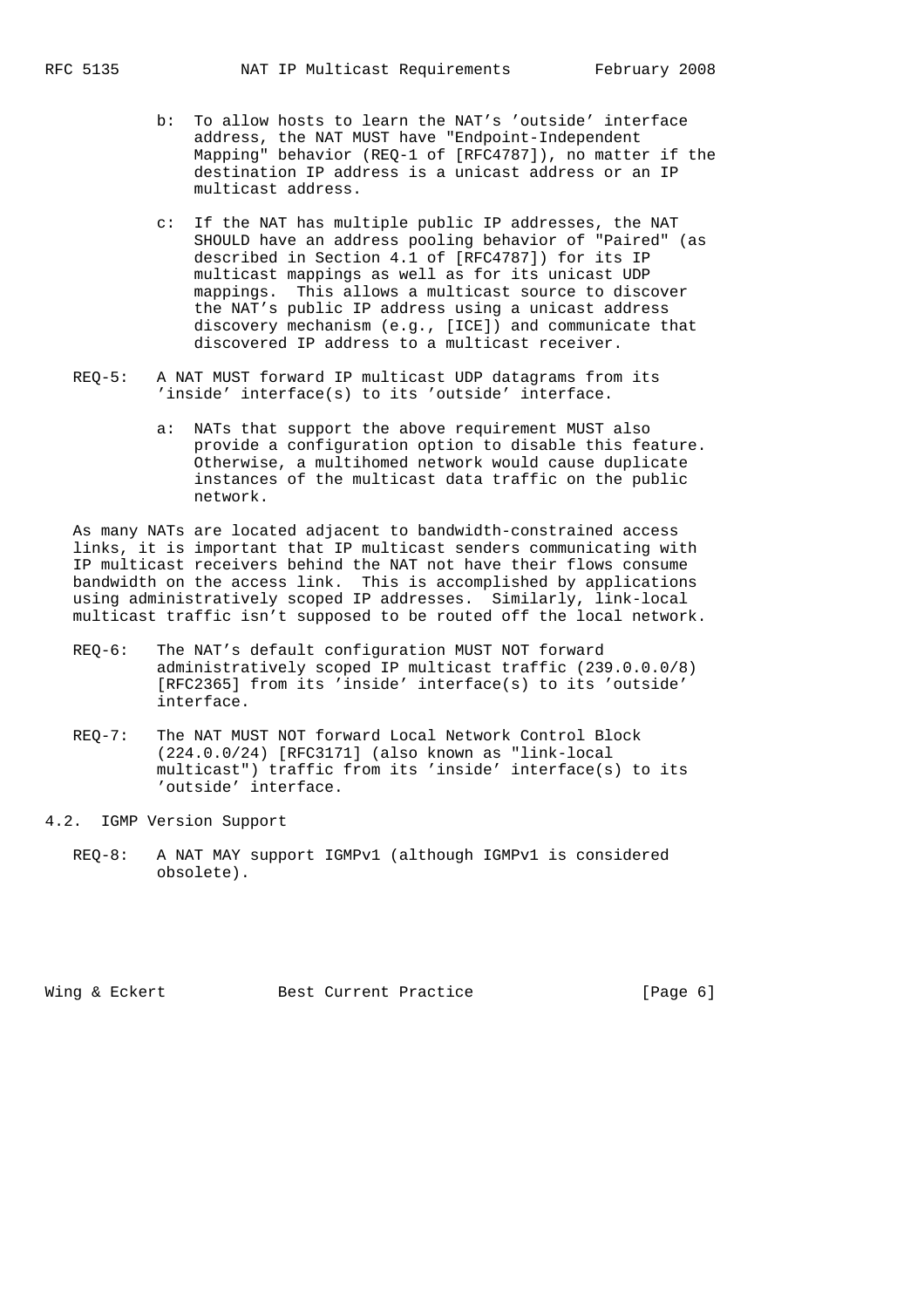b: To allow hosts to learn the NAT's 'outside' interface address, the NAT MUST have "Endpoint-Independent Mapping" behavior (REQ-1 of [RFC4787]), no matter if the destination IP address is a unicast address or an IP multicast address.

c: If the NAT has multiple public IP addresses, the NAT SHOULD have an address pooling behavior of "Paired" (as described in Section 4.1 of [RFC4787]) for its IP multicast mappings as well as for its unicast UDP mappings. This allows a multicast source to discover the NAT's public IP address using a unicast address discovery mechanism (e.g., [ICE]) and communicate that discovered IP address to a multicast receiver.

REQ-5: A NAT MUST forward IP multicast UDP datagrams from its 'inside' interface(s) to its 'outside' interface.

a: NATs that support the above requirement MUST also provide a configuration option to disable this feature. Otherwise, a multihomed network would cause duplicate instances of the multicast data traffic on the public network.

As many NATs are located adjacent to bandwidth-constrained access links, it is important that IP multicast senders communicating with IP multicast receivers behind the NAT not have their flows consume bandwidth on the access link. This is accomplished by applications using administratively scoped IP addresses. Similarly, link-local multicast traffic isn't supposed to be routed off the local network.

REQ-6: The NAT's default configuration MUST NOT forward administratively scoped IP multicast traffic (239.0.0.0/8) [RFC2365] from its 'inside' interface(s) to its 'outside' interface.

REQ-7: The NAT MUST NOT forward Local Network Control Block (224.0.0/24) [RFC3171] (also known as "link-local multicast") traffic from its 'inside' interface(s) to its 'outside' interface.

## 4.2. IGMP Version Support

REQ-8: A NAT MAY support IGMPv1 (although IGMPv1 is considered obsolete).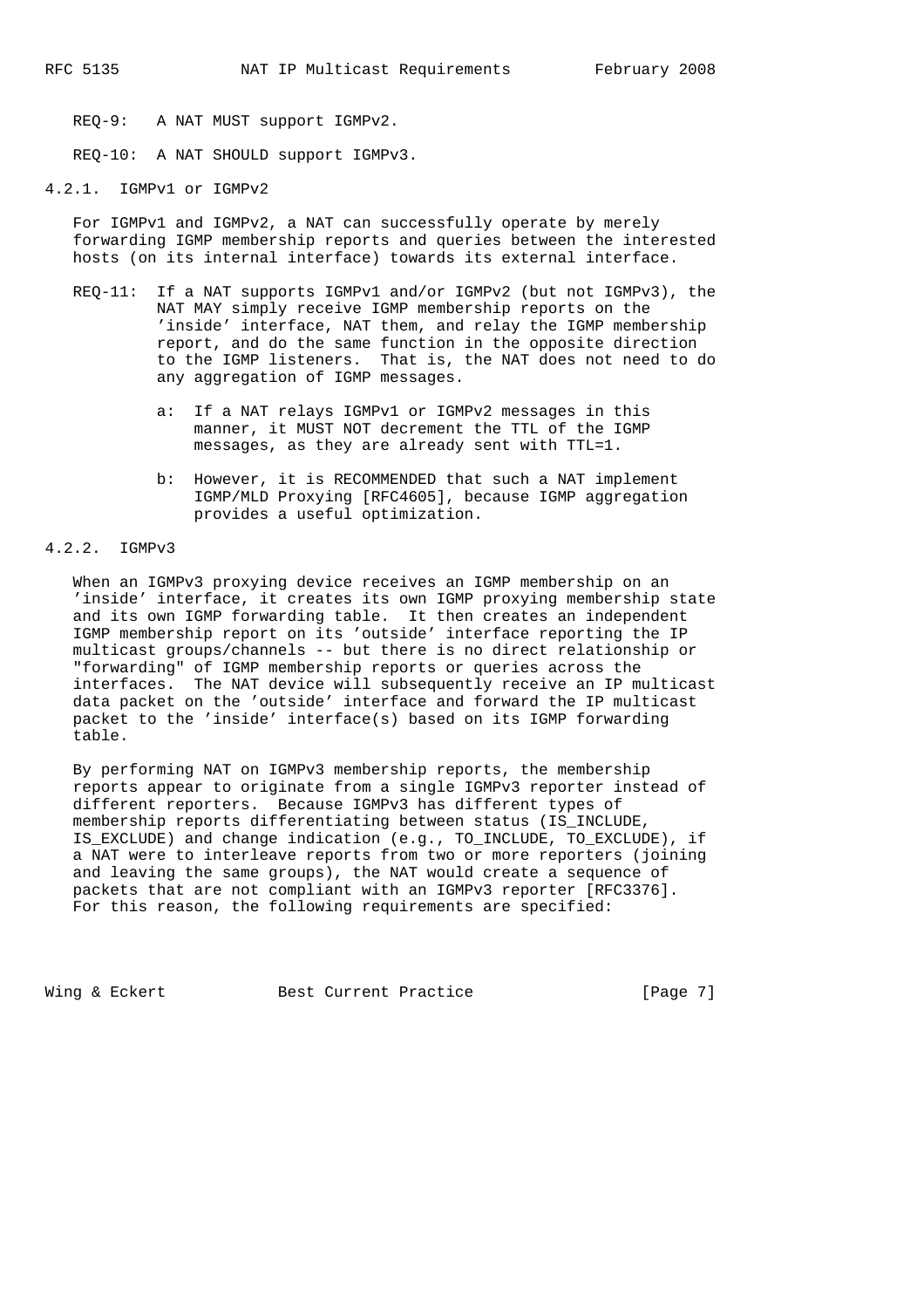REQ-9: A NAT MUST support IGMPv2.

REQ-10: A NAT SHOULD support IGMPv3.

#### 4.2.1. IGMPv1 or IGMPv2

For IGMPv1 and IGMPv2, a NAT can successfully operate by merely forwarding IGMP membership reports and queries between the interested hosts (on its internal interface) towards its external interface.

REQ-11: If a NAT supports IGMPv1 and/or IGMPv2 (but not IGMPv3), the NAT MAY simply receive IGMP membership reports on the 'inside' interface, NAT them, and relay the IGMP membership report, and do the same function in the opposite direction to the IGMP listeners. That is, the NAT does not need to do any aggregation of IGMP messages.

- a: If a NAT relays IGMPv1 or IGMPv2 messages in this manner, it MUST NOT decrement the TTL of the IGMP messages, as they are already sent with TTL=1.
- b: However, it is RECOMMENDED that such a NAT implement IGMP/MLD Proxying [RFC4605], because IGMP aggregation provides a useful optimization.

#### 4.2.2. IGMPv3

When an IGMPv3 proxying device receives an IGMP membership on an 'inside' interface, it creates its own IGMP proxying membership state and its own IGMP forwarding table. It then creates an independent IGMP membership report on its 'outside' interface reporting the IP multicast groups/channels -- but there is no direct relationship or "forwarding" of IGMP membership reports or queries across the interfaces. The NAT device will subsequently receive an IP multicast data packet on the 'outside' interface and forward the IP multicast packet to the 'inside' interface(s) based on its IGMP forwarding table.

By performing NAT on IGMPv3 membership reports, the membership reports appear to originate from a single IGMPv3 reporter instead of different reporters. Because IGMPv3 has different types of membership reports differentiating between status (IS_INCLUDE, IS_EXCLUDE) and change indication (e.g., TO_INCLUDE, TO_EXCLUDE), if a NAT were to interleave reports from two or more reporters (joining and leaving the same groups), the NAT would create a sequence of packets that are not compliant with an IGMPv3 reporter [RFC3376]. For this reason, the following requirements are specified: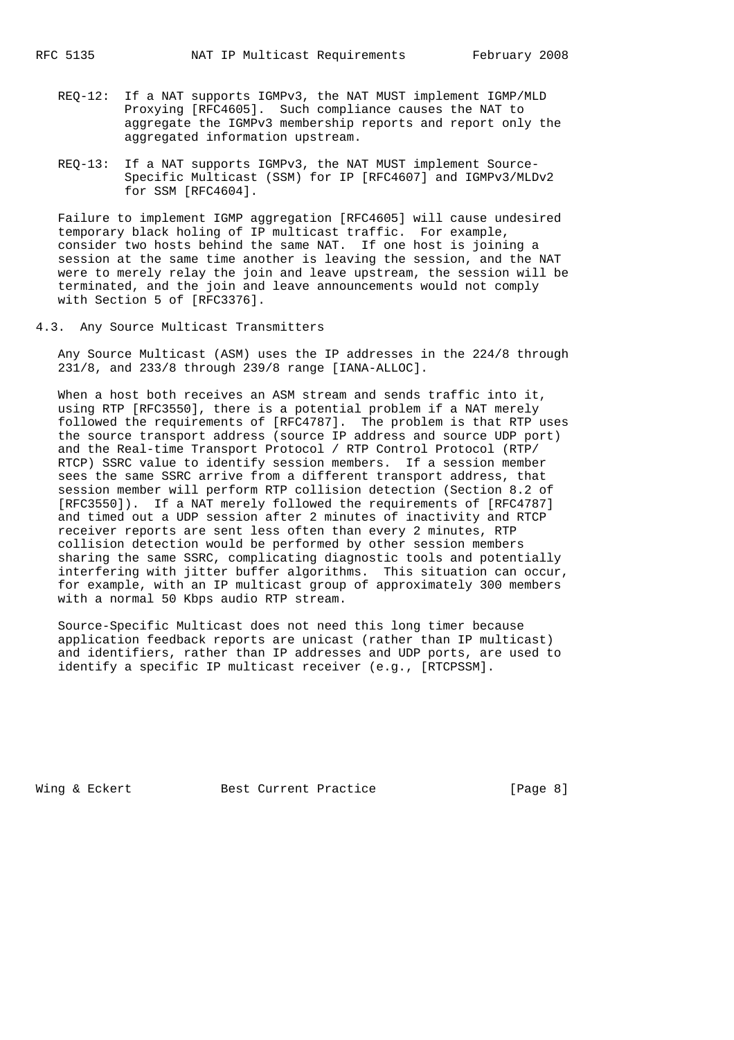REQ-12: If a NAT supports IGMPv3, the NAT MUST implement IGMP/MLD Proxying [RFC4605]. Such compliance causes the NAT to aggregate the IGMPv3 membership reports and report only the aggregated information upstream.

REQ-13: If a NAT supports IGMPv3, the NAT MUST implement Source-Specific Multicast (SSM) for IP [RFC4607] and IGMPv3/MLDv2 for SSM [RFC4604].

Failure to implement IGMP aggregation [RFC4605] will cause undesired temporary black holing of IP multicast traffic. For example, consider two hosts behind the same NAT. If one host is joining a session at the same time another is leaving the session, and the NAT were to merely relay the join and leave upstream, the session will be terminated, and the join and leave announcements would not comply with Section 5 of [RFC3376].

## 4.3. Any Source Multicast Transmitters

Any Source Multicast (ASM) uses the IP addresses in the 224/8 through 231/8, and 233/8 through 239/8 range [IANA-ALLOC].

When a host both receives an ASM stream and sends traffic into it, using RTP [RFC3550], there is a potential problem if a NAT merely followed the requirements of [RFC4787]. The problem is that RTP uses the source transport address (source IP address and source UDP port) and the Real-time Transport Protocol / RTP Control Protocol (RTP/RTCP) SSRC value to identify session members. If a session member sees the same SSRC arrive from a different transport address, that session member will perform RTP collision detection (Section 8.2 of [RFC3550]). If a NAT merely followed the requirements of [RFC4787] and timed out a UDP session after 2 minutes of inactivity and RTCP receiver reports are sent less often than every 2 minutes, RTP collision detection would be performed by other session members sharing the same SSRC, complicating diagnostic tools and potentially interfering with jitter buffer algorithms. This situation can occur, for example, with an IP multicast group of approximately 300 members with a normal 50 Kbps audio RTP stream.

Source-Specific Multicast does not need this long timer because application feedback reports are unicast (rather than IP multicast) and identifiers, rather than IP addresses and UDP ports, are used to identify a specific IP multicast receiver (e.g., [RTCPSSM].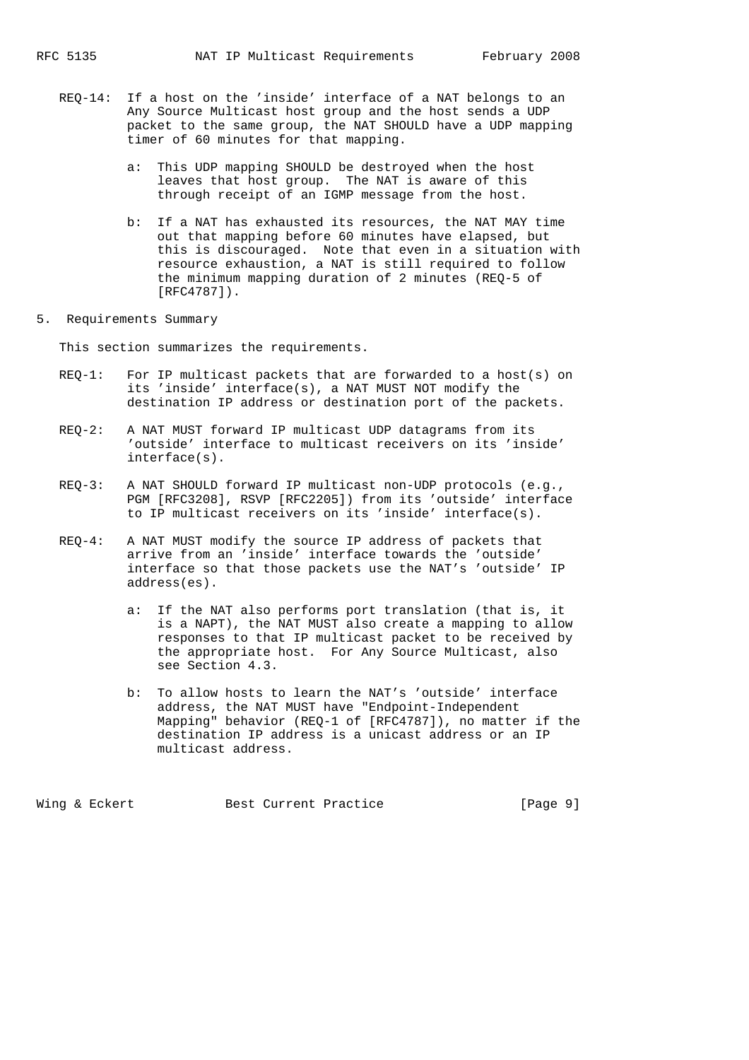REQ-14: If a host on the 'inside' interface of a NAT belongs to an Any Source Multicast host group and the host sends a UDP packet to the same group, the NAT SHOULD have a UDP mapping timer of 60 minutes for that mapping.

- a: This UDP mapping SHOULD be destroyed when the host leaves that host group. The NAT is aware of this through receipt of an IGMP message from the host.

- b: If a NAT has exhausted its resources, the NAT MAY time out that mapping before 60 minutes have elapsed, but this is discouraged. Note that even in a situation with resource exhaustion, a NAT is still required to follow the minimum mapping duration of 2 minutes (REQ-5 of [RFC4787]).

## 5. Requirements Summary

This section summarizes the requirements.

REQ-1: For IP multicast packets that are forwarded to a host(s) on its 'inside' interface(s), a NAT MUST NOT modify the destination IP address or destination port of the packets.

REQ-2: A NAT MUST forward IP multicast UDP datagrams from its 'outside' interface to multicast receivers on its 'inside' interface(s).

REQ-3: A NAT SHOULD forward IP multicast non-UDP protocols (e.g., PGM [RFC3208], RSVP [RFC2205]) from its 'outside' interface to IP multicast receivers on its 'inside' interface(s).

REQ-4: A NAT MUST modify the source IP address of packets that arrive from an 'inside' interface towards the 'outside' interface so that those packets use the NAT's 'outside' IP address(es).

- a: If the NAT also performs port translation (that is, it is a NAPT), the NAT MUST also create a mapping to allow responses to that IP multicast packet to be received by the appropriate host. For Any Source Multicast, also see Section 4.3.

- b: To allow hosts to learn the NAT's 'outside' interface address, the NAT MUST have "Endpoint-Independent Mapping" behavior (REQ-1 of [RFC4787]), no matter if the destination IP address is a unicast address or an IP multicast address.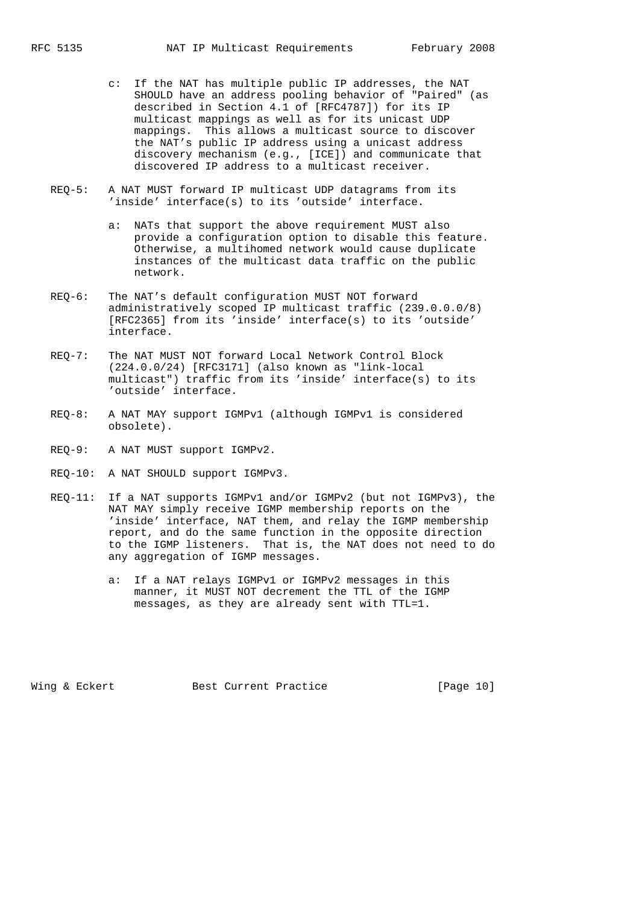c: If the NAT has multiple public IP addresses, the NAT SHOULD have an address pooling behavior of "Paired" (as described in Section 4.1 of [RFC4787]) for its IP multicast mappings as well as for its unicast UDP mappings. This allows a multicast source to discover the NAT's public IP address using a unicast address discovery mechanism (e.g., [ICE]) and communicate that discovered IP address to a multicast receiver.

REQ-5: A NAT MUST forward IP multicast UDP datagrams from its 'inside' interface(s) to its 'outside' interface.

a: NATs that support the above requirement MUST also provide a configuration option to disable this feature. Otherwise, a multihomed network would cause duplicate instances of the multicast data traffic on the public network.

REQ-6: The NAT's default configuration MUST NOT forward administratively scoped IP multicast traffic (239.0.0.0/8) [RFC2365] from its 'inside' interface(s) to its 'outside' interface.

REQ-7: The NAT MUST NOT forward Local Network Control Block (224.0.0/24) [RFC3171] (also known as "link-local multicast") traffic from its 'inside' interface(s) to its 'outside' interface.

REQ-8: A NAT MAY support IGMPv1 (although IGMPv1 is considered obsolete).

REQ-9: A NAT MUST support IGMPv2.

REQ-10: A NAT SHOULD support IGMPv3.

REQ-11: If a NAT supports IGMPv1 and/or IGMPv2 (but not IGMPv3), the NAT MAY simply receive IGMP membership reports on the 'inside' interface, NAT them, and relay the IGMP membership report, and do the same function in the opposite direction to the IGMP listeners. That is, the NAT does not need to do any aggregation of IGMP messages.

a: If a NAT relays IGMPv1 or IGMPv2 messages in this manner, it MUST NOT decrement the TTL of the IGMP messages, as they are already sent with TTL=1.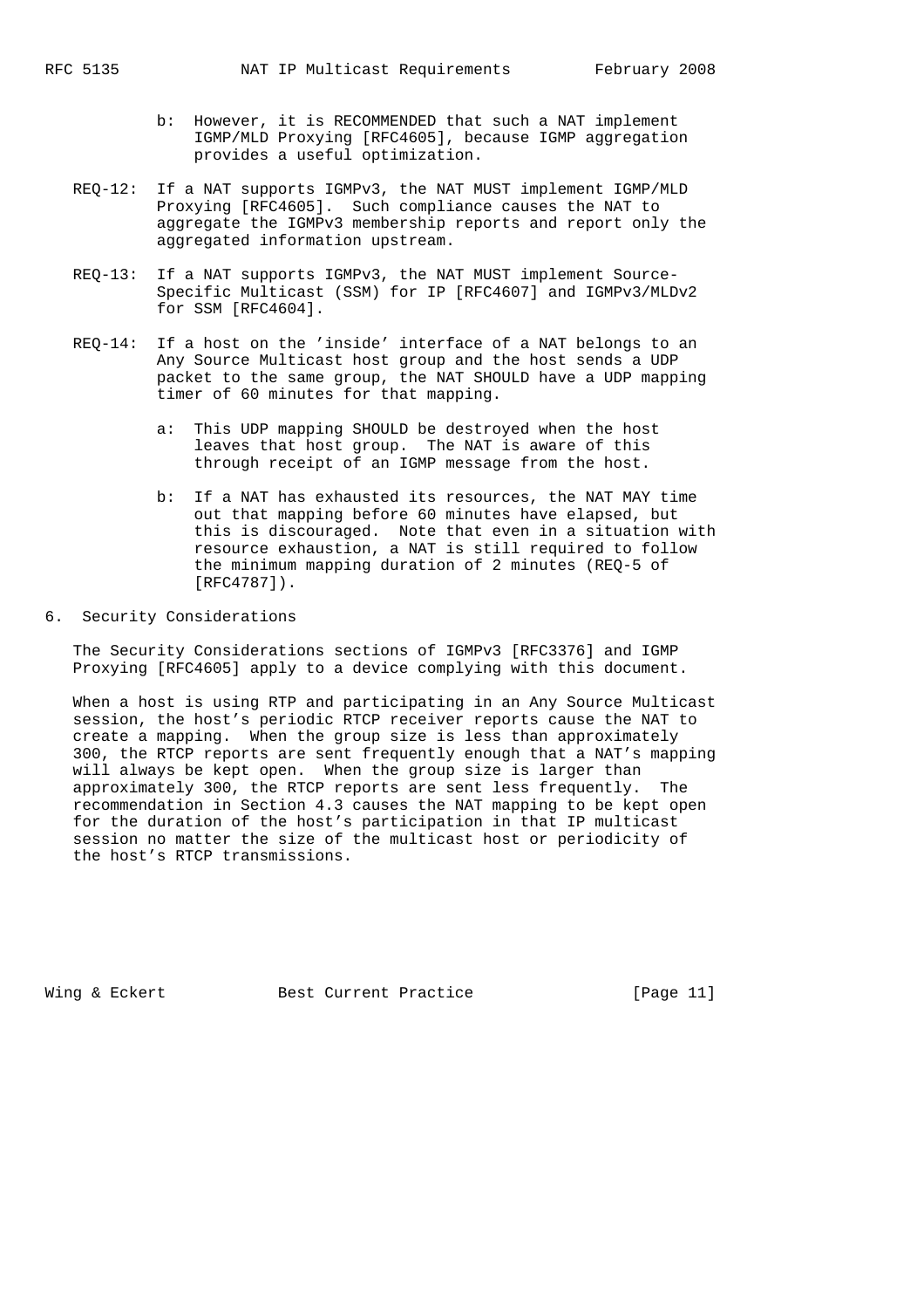b: However, it is RECOMMENDED that such a NAT implement IGMP/MLD Proxying [RFC4605], because IGMP aggregation provides a useful optimization.

REQ-12: If a NAT supports IGMPv3, the NAT MUST implement IGMP/MLD Proxying [RFC4605]. Such compliance causes the NAT to aggregate the IGMPv3 membership reports and report only the aggregated information upstream.

REQ-13: If a NAT supports IGMPv3, the NAT MUST implement Source-Specific Multicast (SSM) for IP [RFC4607] and IGMPv3/MLDv2 for SSM [RFC4604].

REQ-14: If a host on the 'inside' interface of a NAT belongs to an Any Source Multicast host group and the host sends a UDP packet to the same group, the NAT SHOULD have a UDP mapping timer of 60 minutes for that mapping.

a: This UDP mapping SHOULD be destroyed when the host leaves that host group. The NAT is aware of this through receipt of an IGMP message from the host.

b: If a NAT has exhausted its resources, the NAT MAY time out that mapping before 60 minutes have elapsed, but this is discouraged. Note that even in a situation with resource exhaustion, a NAT is still required to follow the minimum mapping duration of 2 minutes (REQ-5 of [RFC4787]).

## 6. Security Considerations

The Security Considerations sections of IGMPv3 [RFC3376] and IGMP Proxying [RFC4605] apply to a device complying with this document.

When a host is using RTP and participating in an Any Source Multicast session, the host's periodic RTCP receiver reports cause the NAT to create a mapping. When the group size is less than approximately 300, the RTCP reports are sent frequently enough that a NAT's mapping will always be kept open. When the group size is larger than approximately 300, the RTCP reports are sent less frequently. The recommendation in Section 4.3 causes the NAT mapping to be kept open for the duration of the host's participation in that IP multicast session no matter the size of the multicast host or periodicity of the host's RTCP transmissions.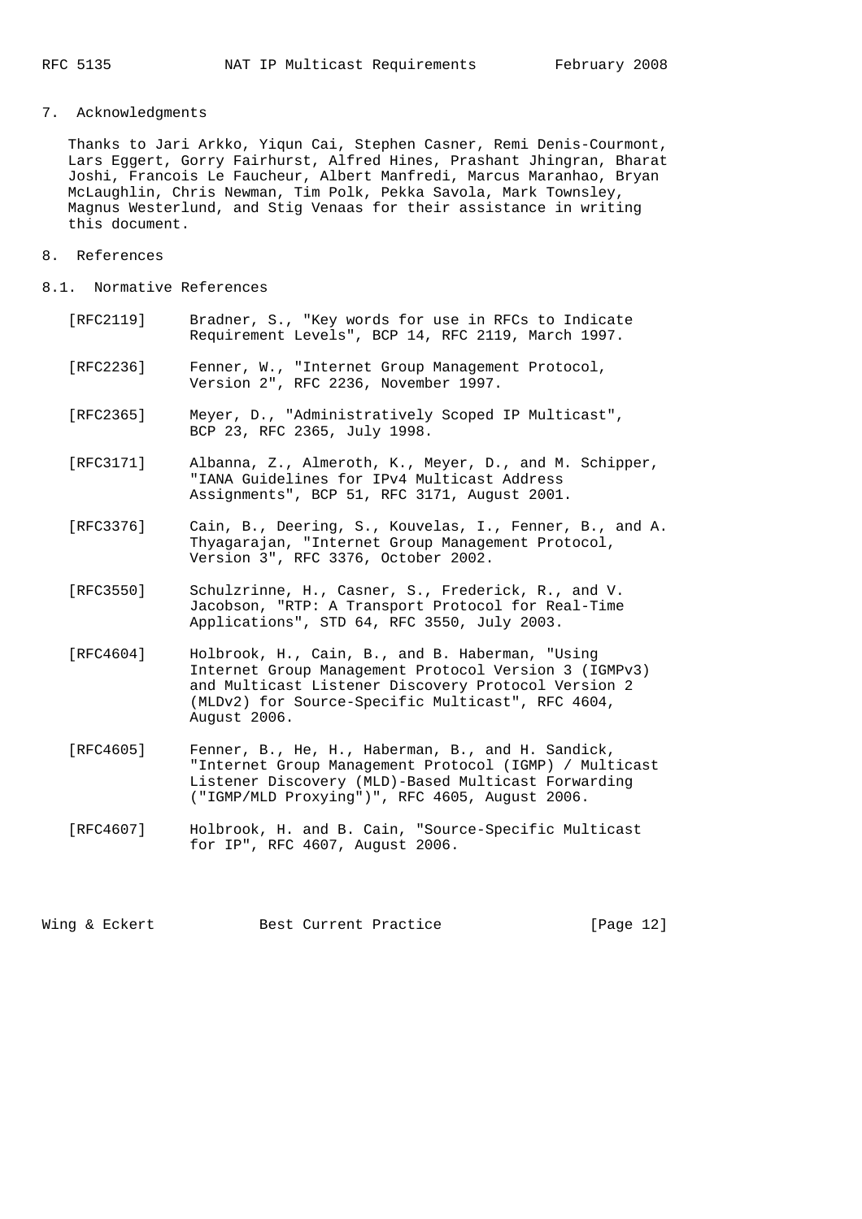## 7. Acknowledgments

Thanks to Jari Arkko, Yiqun Cai, Stephen Casner, Remi Denis-Courmont, Lars Eggert, Gorry Fairhurst, Alfred Hines, Prashant Jhingran, Bharat Joshi, Francois Le Faucheur, Albert Manfredi, Marcus Maranhao, Bryan McLaughlin, Chris Newman, Tim Polk, Pekka Savola, Mark Townsley, Magnus Westerlund, and Stig Venaas for their assistance in writing this document.

## 8. References

### 8.1. Normative References

[RFC2119] Bradner, S., "Key words for use in RFCs to Indicate Requirement Levels", BCP 14, RFC 2119, March 1997.

[RFC2236] Fenner, W., "Internet Group Management Protocol, Version 2", RFC 2236, November 1997.

[RFC2365] Meyer, D., "Administratively Scoped IP Multicast", BCP 23, RFC 2365, July 1998.

[RFC3171] Albanna, Z., Almeroth, K., Meyer, D., and M. Schipper, "IANA Guidelines for IPv4 Multicast Address Assignments", BCP 51, RFC 3171, August 2001.

[RFC3376] Cain, B., Deering, S., Kouvelas, I., Fenner, B., and A. Thyagarajan, "Internet Group Management Protocol, Version 3", RFC 3376, October 2002.

[RFC3550] Schulzrinne, H., Casner, S., Frederick, R., and V. Jacobson, "RTP: A Transport Protocol for Real-Time Applications", STD 64, RFC 3550, July 2003.

[RFC4604] Holbrook, H., Cain, B., and B. Haberman, "Using Internet Group Management Protocol Version 3 (IGMPv3) and Multicast Listener Discovery Protocol Version 2 (MLDv2) for Source-Specific Multicast", RFC 4604, August 2006.

[RFC4605] Fenner, B., He, H., Haberman, B., and H. Sandick, "Internet Group Management Protocol (IGMP) / Multicast Listener Discovery (MLD)-Based Multicast Forwarding ("IGMP/MLD Proxying")", RFC 4605, August 2006.

[RFC4607] Holbrook, H. and B. Cain, "Source-Specific Multicast for IP", RFC 4607, August 2006.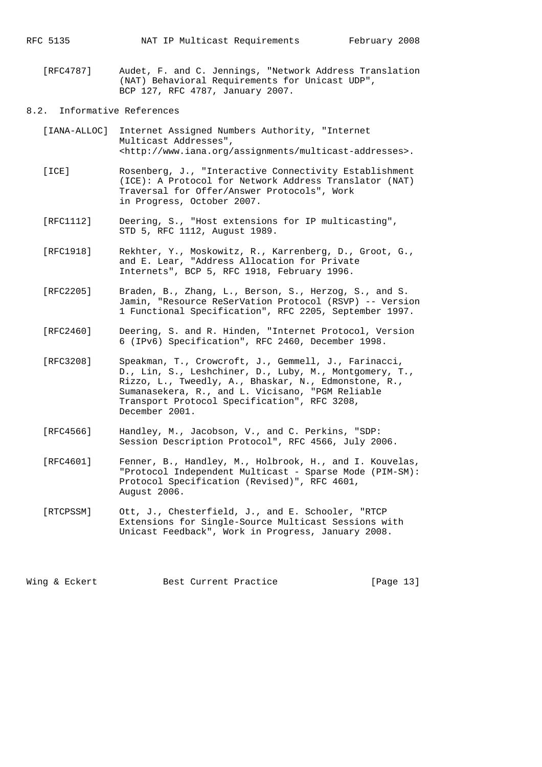[RFC4787] Audet, F. and C. Jennings, "Network Address Translation (NAT) Behavioral Requirements for Unicast UDP", BCP 127, RFC 4787, January 2007.

## 8.2. Informative References

[IANA-ALLOC] Internet Assigned Numbers Authority, "Internet Multicast Addresses", <http://www.iana.org/assignments/multicast-addresses>.

[ICE] Rosenberg, J., "Interactive Connectivity Establishment (ICE): A Protocol for Network Address Translator (NAT) Traversal for Offer/Answer Protocols", Work in Progress, October 2007.

[RFC1112] Deering, S., "Host extensions for IP multicasting", STD 5, RFC 1112, August 1989.

[RFC1918] Rekhter, Y., Moskowitz, R., Karrenberg, D., Groot, G., and E. Lear, "Address Allocation for Private Internets", BCP 5, RFC 1918, February 1996.

[RFC2205] Braden, B., Zhang, L., Berson, S., Herzog, S., and S. Jamin, "Resource ReSerVation Protocol (RSVP) -- Version 1 Functional Specification", RFC 2205, September 1997.

[RFC2460] Deering, S. and R. Hinden, "Internet Protocol, Version 6 (IPv6) Specification", RFC 2460, December 1998.

[RFC3208] Speakman, T., Crowcroft, J., Gemmell, J., Farinacci, D., Lin, S., Leshchiner, D., Luby, M., Montgomery, T., Rizzo, L., Tweedly, A., Bhaskar, N., Edmonstone, R., Sumanasekera, R., and L. Vicisano, "PGM Reliable Transport Protocol Specification", RFC 3208, December 2001.

[RFC4566] Handley, M., Jacobson, V., and C. Perkins, "SDP: Session Description Protocol", RFC 4566, July 2006.

[RFC4601] Fenner, B., Handley, M., Holbrook, H., and I. Kouvelas, "Protocol Independent Multicast - Sparse Mode (PIM-SM): Protocol Specification (Revised)", RFC 4601, August 2006.

[RTCPSSM] Ott, J., Chesterfield, J., and E. Schooler, "RTCP Extensions for Single-Source Multicast Sessions with Unicast Feedback", Work in Progress, January 2008.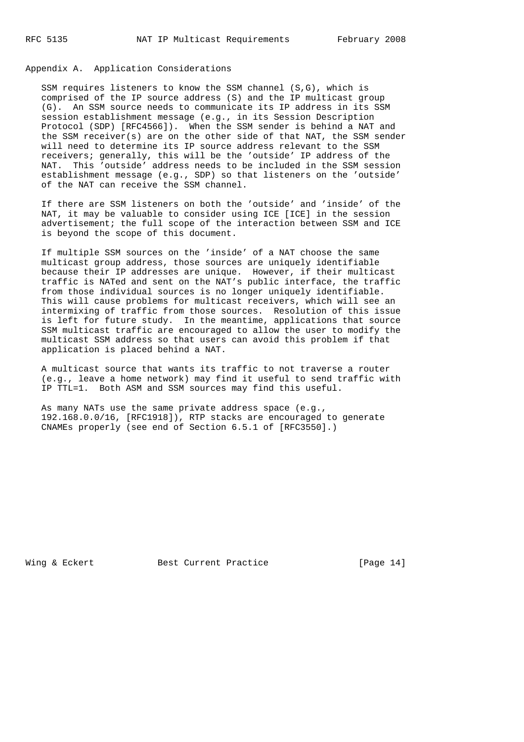## Appendix A. Application Considerations

SSM requires listeners to know the SSM channel (S,G), which is comprised of the IP source address (S) and the IP multicast group (G). An SSM source needs to communicate its IP address in its SSM session establishment message (e.g., in its Session Description Protocol (SDP) [RFC4566]). When the SSM sender is behind a NAT and the SSM receiver(s) are on the other side of that NAT, the SSM sender will need to determine its IP source address relevant to the SSM receivers; generally, this will be the 'outside' IP address of the NAT. This 'outside' address needs to be included in the SSM session establishment message (e.g., SDP) so that listeners on the 'outside' of the NAT can receive the SSM channel.

If there are SSM listeners on both the 'outside' and 'inside' of the NAT, it may be valuable to consider using ICE [ICE] in the session advertisement; the full scope of the interaction between SSM and ICE is beyond the scope of this document.

If multiple SSM sources on the 'inside' of a NAT choose the same multicast group address, those sources are uniquely identifiable because their IP addresses are unique. However, if their multicast traffic is NATed and sent on the NAT's public interface, the traffic from those individual sources is no longer uniquely identifiable. This will cause problems for multicast receivers, which will see an intermixing of traffic from those sources. Resolution of this issue is left for future study. In the meantime, applications that source SSM multicast traffic are encouraged to allow the user to modify the multicast SSM address so that users can avoid this problem if that application is placed behind a NAT.

A multicast source that wants its traffic to not traverse a router (e.g., leave a home network) may find it useful to send traffic with IP TTL=1. Both ASM and SSM sources may find this useful.

As many NATs use the same private address space (e.g., 192.168.0.0/16, [RFC1918]), RTP stacks are encouraged to generate CNAMEs properly (see end of Section 6.5.1 of [RFC3550].)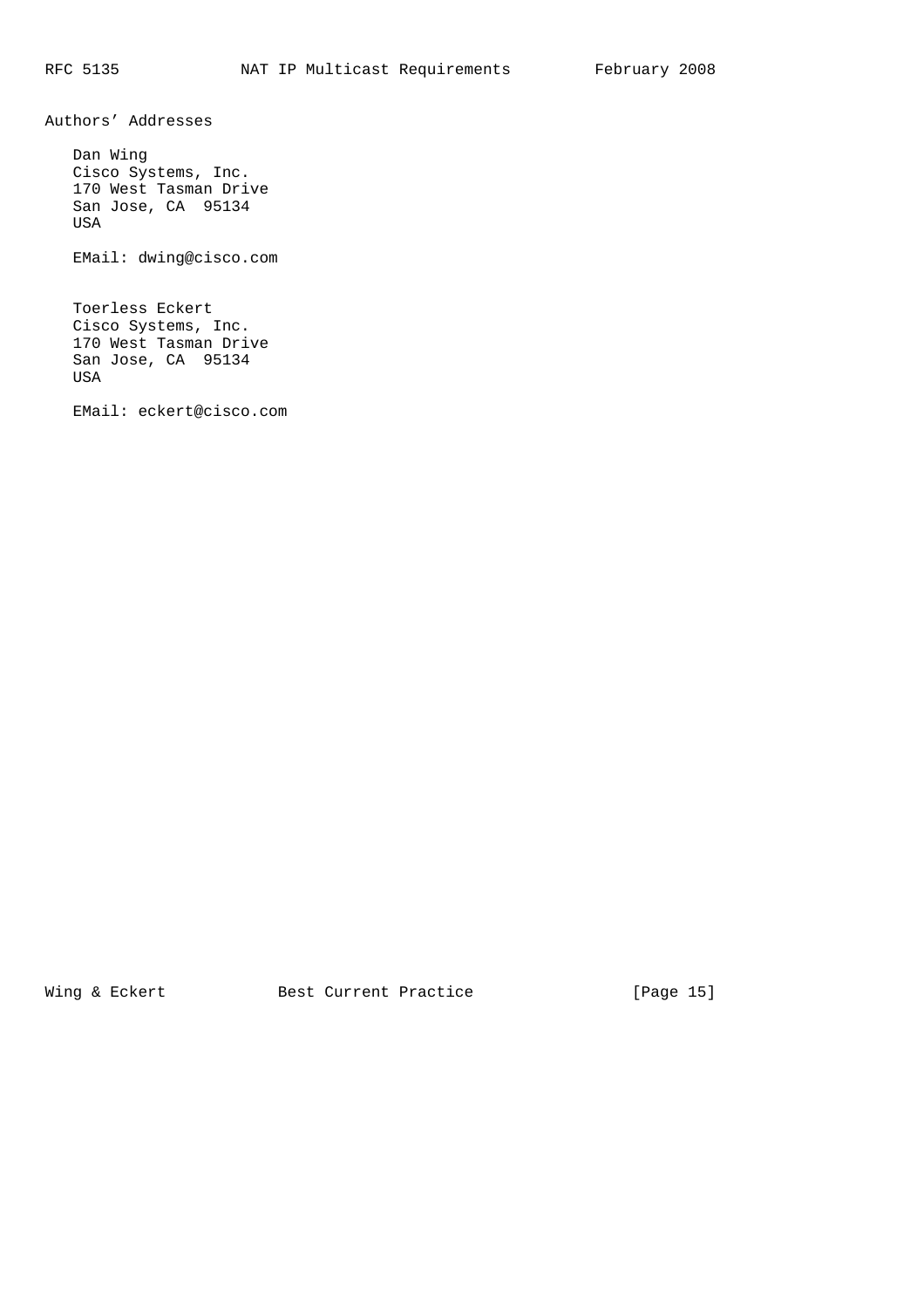## Authors' Addresses

Dan Wing
Cisco Systems, Inc.
170 West Tasman Drive
San Jose, CA 95134
USA

EMail: dwing@cisco.com

Toerless Eckert
Cisco Systems, Inc.
170 West Tasman Drive
San Jose, CA 95134
USA

EMail: eckert@cisco.com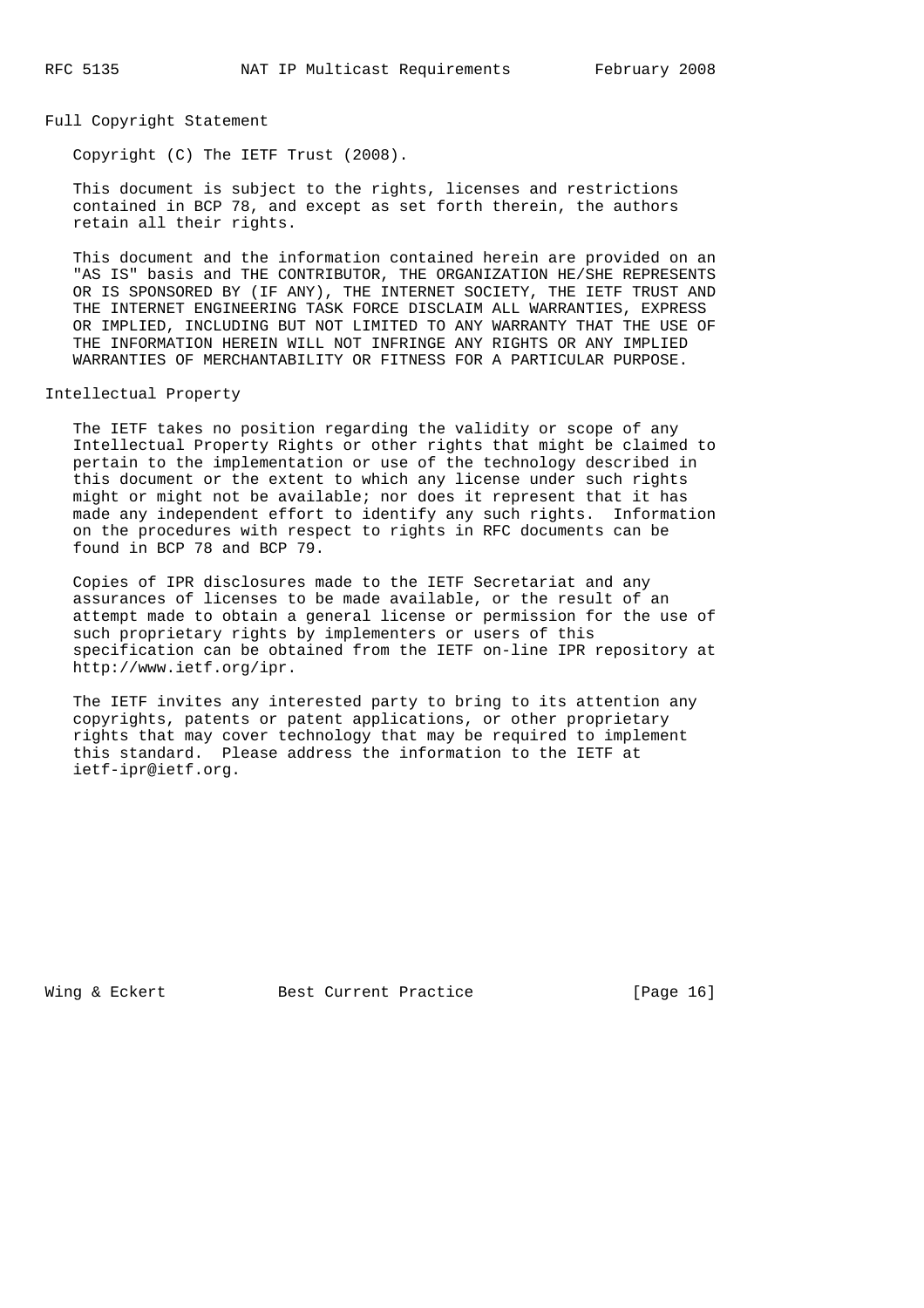## Full Copyright Statement

Copyright (C) The IETF Trust (2008).

This document is subject to the rights, licenses and restrictions contained in BCP 78, and except as set forth therein, the authors retain all their rights.

This document and the information contained herein are provided on an "AS IS" basis and THE CONTRIBUTOR, THE ORGANIZATION HE/SHE REPRESENTS OR IS SPONSORED BY (IF ANY), THE INTERNET SOCIETY, THE IETF TRUST AND THE INTERNET ENGINEERING TASK FORCE DISCLAIM ALL WARRANTIES, EXPRESS OR IMPLIED, INCLUDING BUT NOT LIMITED TO ANY WARRANTY THAT THE USE OF THE INFORMATION HEREIN WILL NOT INFRINGE ANY RIGHTS OR ANY IMPLIED WARRANTIES OF MERCHANTABILITY OR FITNESS FOR A PARTICULAR PURPOSE.

## Intellectual Property

The IETF takes no position regarding the validity or scope of any Intellectual Property Rights or other rights that might be claimed to pertain to the implementation or use of the technology described in this document or the extent to which any license under such rights might or might not be available; nor does it represent that it has made any independent effort to identify any such rights. Information on the procedures with respect to rights in RFC documents can be found in BCP 78 and BCP 79.

Copies of IPR disclosures made to the IETF Secretariat and any assurances of licenses to be made available, or the result of an attempt made to obtain a general license or permission for the use of such proprietary rights by implementers or users of this specification can be obtained from the IETF on-line IPR repository at http://www.ietf.org/ipr.

The IETF invites any interested party to bring to its attention any copyrights, patents or patent applications, or other proprietary rights that may cover technology that may be required to implement this standard. Please address the information to the IETF at ietf-ipr@ietf.org.